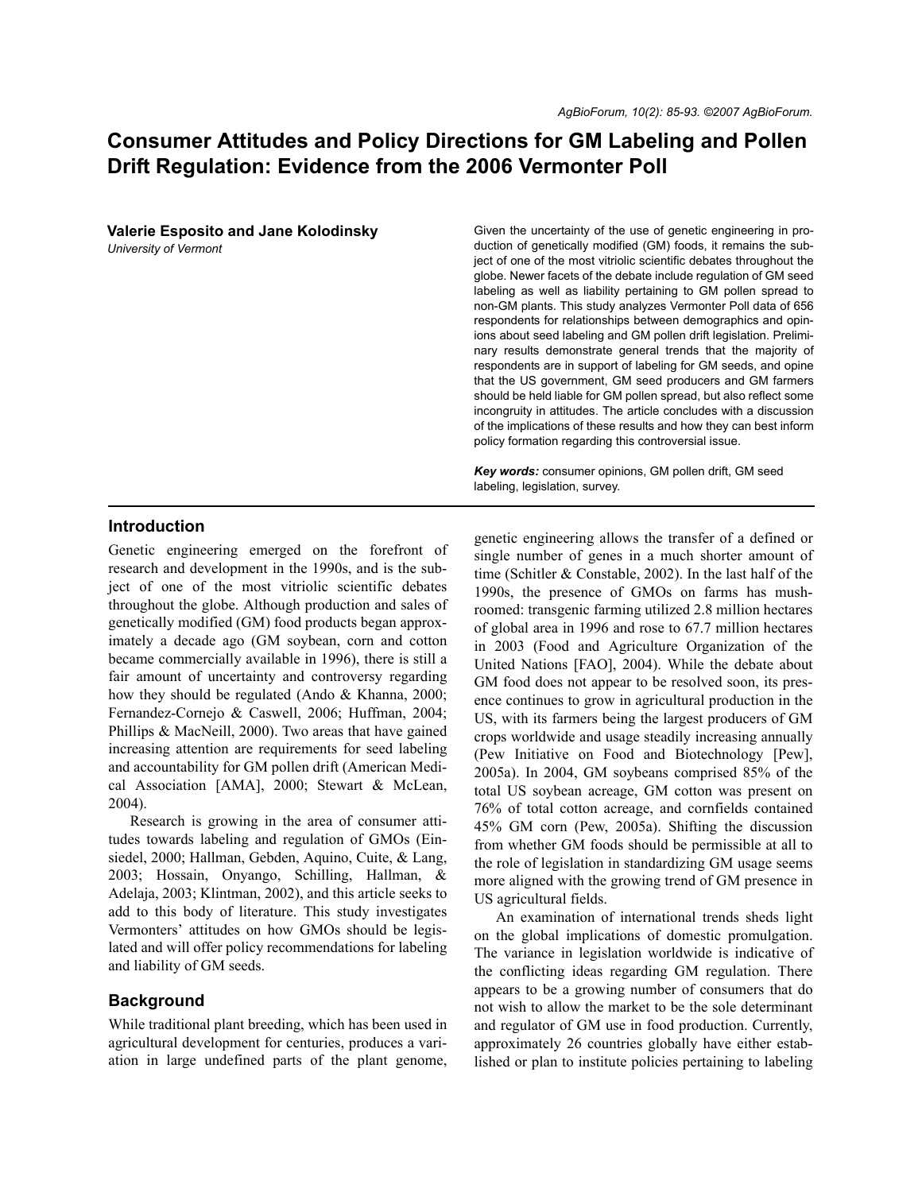# Consumer Attitudes and Policy Directions for GM Labeling and Pollen Drift Regulation: Evidence from the 2006 Vermonter Poll

**Valerie Esposito and Jane Kolodinsky**
*University of Vermont*

Given the uncertainty of the use of genetic engineering in production of genetically modified (GM) foods, it remains the subject of one of the most vitriolic scientific debates throughout the globe. Newer facets of the debate include regulation of GM seed labeling as well as liability pertaining to GM pollen spread to non-GM plants. This study analyzes Vermonter Poll data of 656 respondents for relationships between demographics and opinions about seed labeling and GM pollen drift legislation. Preliminary results demonstrate general trends that the majority of respondents are in support of labeling for GM seeds, and opine that the US government, GM seed producers and GM farmers should be held liable for GM pollen spread, but also reflect some incongruity in attitudes. The article concludes with a discussion of the implications of these results and how they can best inform policy formation regarding this controversial issue.

***Key words:*** consumer opinions, GM pollen drift, GM seed labeling, legislation, survey.

## Introduction

Genetic engineering emerged on the forefront of research and development in the 1990s, and is the subject of one of the most vitriolic scientific debates throughout the globe. Although production and sales of genetically modified (GM) food products began approximately a decade ago (GM soybean, corn and cotton became commercially available in 1996), there is still a fair amount of uncertainty and controversy regarding how they should be regulated (Ando & Khanna, 2000; Fernandez-Cornejo & Caswell, 2006; Huffman, 2004; Phillips & MacNeill, 2000). Two areas that have gained increasing attention are requirements for seed labeling and accountability for GM pollen drift (American Medical Association [AMA], 2000; Stewart & McLean, 2004).

Research is growing in the area of consumer attitudes towards labeling and regulation of GMOs (Einsiedel, 2000; Hallman, Gebden, Aquino, Cuite, & Lang, 2003; Hossain, Onyango, Schilling, Hallman, & Adelaja, 2003; Klintman, 2002), and this article seeks to add to this body of literature. This study investigates Vermonters' attitudes on how GMOs should be legislated and will offer policy recommendations for labeling and liability of GM seeds.

## Background

While traditional plant breeding, which has been used in agricultural development for centuries, produces a variation in large undefined parts of the plant genome, genetic engineering allows the transfer of a defined or single number of genes in a much shorter amount of time (Schitler & Constable, 2002). In the last half of the 1990s, the presence of GMOs on farms has mushroomed: transgenic farming utilized 2.8 million hectares of global area in 1996 and rose to 67.7 million hectares in 2003 (Food and Agriculture Organization of the United Nations [FAO], 2004). While the debate about GM food does not appear to be resolved soon, its presence continues to grow in agricultural production in the US, with its farmers being the largest producers of GM crops worldwide and usage steadily increasing annually (Pew Initiative on Food and Biotechnology [Pew], 2005a). In 2004, GM soybeans comprised 85% of the total US soybean acreage, GM cotton was present on 76% of total cotton acreage, and cornfields contained 45% GM corn (Pew, 2005a). Shifting the discussion from whether GM foods should be permissible at all to the role of legislation in standardizing GM usage seems more aligned with the growing trend of GM presence in US agricultural fields.

An examination of international trends sheds light on the global implications of domestic promulgation. The variance in legislation worldwide is indicative of the conflicting ideas regarding GM regulation. There appears to be a growing number of consumers that do not wish to allow the market to be the sole determinant and regulator of GM use in food production. Currently, approximately 26 countries globally have either established or plan to institute policies pertaining to labeling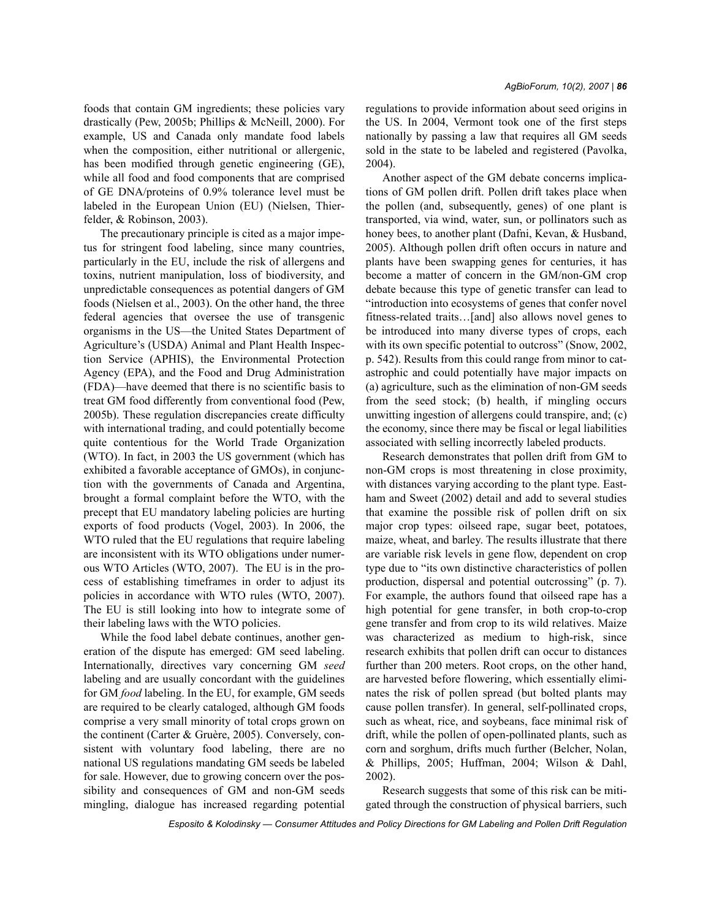foods that contain GM ingredients; these policies vary drastically (Pew, 2005b; Phillips & McNeill, 2000). For example, US and Canada only mandate food labels when the composition, either nutritional or allergenic, has been modified through genetic engineering (GE), while all food and food components that are comprised of GE DNA/proteins of 0.9% tolerance level must be labeled in the European Union (EU) (Nielsen, Thierfelder, & Robinson, 2003).

The precautionary principle is cited as a major impetus for stringent food labeling, since many countries, particularly in the EU, include the risk of allergens and toxins, nutrient manipulation, loss of biodiversity, and unpredictable consequences as potential dangers of GM foods (Nielsen et al., 2003). On the other hand, the three federal agencies that oversee the use of transgenic organisms in the US—the United States Department of Agriculture's (USDA) Animal and Plant Health Inspection Service (APHIS), the Environmental Protection Agency (EPA), and the Food and Drug Administration (FDA)—have deemed that there is no scientific basis to treat GM food differently from conventional food (Pew, 2005b). These regulation discrepancies create difficulty with international trading, and could potentially become quite contentious for the World Trade Organization (WTO). In fact, in 2003 the US government (which has exhibited a favorable acceptance of GMOs), in conjunction with the governments of Canada and Argentina, brought a formal complaint before the WTO, with the precept that EU mandatory labeling policies are hurting exports of food products (Vogel, 2003). In 2006, the WTO ruled that the EU regulations that require labeling are inconsistent with its WTO obligations under numerous WTO Articles (WTO, 2007). The EU is in the process of establishing timeframes in order to adjust its policies in accordance with WTO rules (WTO, 2007). The EU is still looking into how to integrate some of their labeling laws with the WTO policies.

While the food label debate continues, another generation of the dispute has emerged: GM seed labeling. Internationally, directives vary concerning GM *seed* labeling and are usually concordant with the guidelines for GM *food* labeling. In the EU, for example, GM seeds are required to be clearly cataloged, although GM foods comprise a very small minority of total crops grown on the continent (Carter & Gruère, 2005). Conversely, consistent with voluntary food labeling, there are no national US regulations mandating GM seeds be labeled for sale. However, due to growing concern over the possibility and consequences of GM and non-GM seeds mingling, dialogue has increased regarding potential regulations to provide information about seed origins in the US. In 2004, Vermont took one of the first steps nationally by passing a law that requires all GM seeds sold in the state to be labeled and registered (Pavolka, 2004).

Another aspect of the GM debate concerns implications of GM pollen drift. Pollen drift takes place when the pollen (and, subsequently, genes) of one plant is transported, via wind, water, sun, or pollinators such as honey bees, to another plant (Dafni, Kevan, & Husband, 2005). Although pollen drift often occurs in nature and plants have been swapping genes for centuries, it has become a matter of concern in the GM/non-GM crop debate because this type of genetic transfer can lead to "introduction into ecosystems of genes that confer novel fitness-related traits…[and] also allows novel genes to be introduced into many diverse types of crops, each with its own specific potential to outcross" (Snow, 2002, p. 542). Results from this could range from minor to catastrophic and could potentially have major impacts on (a) agriculture, such as the elimination of non-GM seeds from the seed stock; (b) health, if mingling occurs unwitting ingestion of allergens could transpire, and; (c) the economy, since there may be fiscal or legal liabilities associated with selling incorrectly labeled products.

Research demonstrates that pollen drift from GM to non-GM crops is most threatening in close proximity, with distances varying according to the plant type. Eastham and Sweet (2002) detail and add to several studies that examine the possible risk of pollen drift on six major crop types: oilseed rape, sugar beet, potatoes, maize, wheat, and barley. The results illustrate that there are variable risk levels in gene flow, dependent on crop type due to "its own distinctive characteristics of pollen production, dispersal and potential outcrossing" (p. 7). For example, the authors found that oilseed rape has a high potential for gene transfer, in both crop-to-crop gene transfer and from crop to its wild relatives. Maize was characterized as medium to high-risk, since research exhibits that pollen drift can occur to distances further than 200 meters. Root crops, on the other hand, are harvested before flowering, which essentially eliminates the risk of pollen spread (but bolted plants may cause pollen transfer). In general, self-pollinated crops, such as wheat, rice, and soybeans, face minimal risk of drift, while the pollen of open-pollinated plants, such as corn and sorghum, drifts much further (Belcher, Nolan, & Phillips, 2005; Huffman, 2004; Wilson & Dahl, 2002).

Research suggests that some of this risk can be mitigated through the construction of physical barriers, such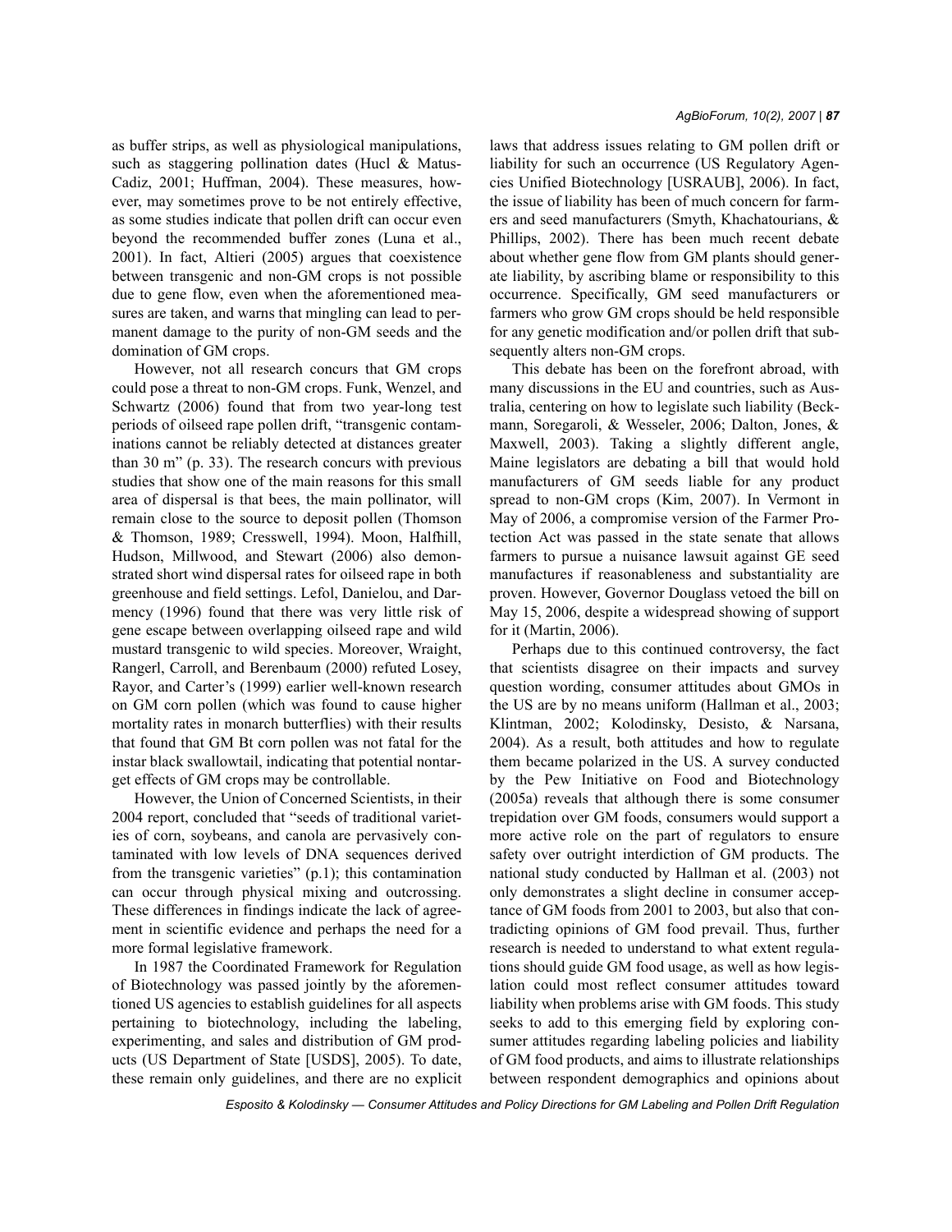as buffer strips, as well as physiological manipulations, such as staggering pollination dates (Hucl & Matus-Cadiz, 2001; Huffman, 2004). These measures, however, may sometimes prove to be not entirely effective, as some studies indicate that pollen drift can occur even beyond the recommended buffer zones (Luna et al., 2001). In fact, Altieri (2005) argues that coexistence between transgenic and non-GM crops is not possible due to gene flow, even when the aforementioned measures are taken, and warns that mingling can lead to permanent damage to the purity of non-GM seeds and the domination of GM crops.

However, not all research concurs that GM crops could pose a threat to non-GM crops. Funk, Wenzel, and Schwartz (2006) found that from two year-long test periods of oilseed rape pollen drift, "transgenic contaminations cannot be reliably detected at distances greater than 30 m" (p. 33). The research concurs with previous studies that show one of the main reasons for this small area of dispersal is that bees, the main pollinator, will remain close to the source to deposit pollen (Thomson & Thomson, 1989; Cresswell, 1994). Moon, Halfhill, Hudson, Millwood, and Stewart (2006) also demonstrated short wind dispersal rates for oilseed rape in both greenhouse and field settings. Lefol, Danielou, and Darmency (1996) found that there was very little risk of gene escape between overlapping oilseed rape and wild mustard transgenic to wild species. Moreover, Wraight, Rangerl, Carroll, and Berenbaum (2000) refuted Losey, Rayor, and Carter's (1999) earlier well-known research on GM corn pollen (which was found to cause higher mortality rates in monarch butterflies) with their results that found that GM Bt corn pollen was not fatal for the instar black swallowtail, indicating that potential nontarget effects of GM crops may be controllable.

However, the Union of Concerned Scientists, in their 2004 report, concluded that "seeds of traditional varieties of corn, soybeans, and canola are pervasively contaminated with low levels of DNA sequences derived from the transgenic varieties" (p.1); this contamination can occur through physical mixing and outcrossing. These differences in findings indicate the lack of agreement in scientific evidence and perhaps the need for a more formal legislative framework.

In 1987 the Coordinated Framework for Regulation of Biotechnology was passed jointly by the aforementioned US agencies to establish guidelines for all aspects pertaining to biotechnology, including the labeling, experimenting, and sales and distribution of GM products (US Department of State [USDS], 2005). To date, these remain only guidelines, and there are no explicit laws that address issues relating to GM pollen drift or liability for such an occurrence (US Regulatory Agencies Unified Biotechnology [USRAUB], 2006). In fact, the issue of liability has been of much concern for farmers and seed manufacturers (Smyth, Khachatourians, & Phillips, 2002). There has been much recent debate about whether gene flow from GM plants should generate liability, by ascribing blame or responsibility to this occurrence. Specifically, GM seed manufacturers or farmers who grow GM crops should be held responsible for any genetic modification and/or pollen drift that subsequently alters non-GM crops.

This debate has been on the forefront abroad, with many discussions in the EU and countries, such as Australia, centering on how to legislate such liability (Beckmann, Soregaroli, & Wesseler, 2006; Dalton, Jones, & Maxwell, 2003). Taking a slightly different angle, Maine legislators are debating a bill that would hold manufacturers of GM seeds liable for any product spread to non-GM crops (Kim, 2007). In Vermont in May of 2006, a compromise version of the Farmer Protection Act was passed in the state senate that allows farmers to pursue a nuisance lawsuit against GE seed manufactures if reasonableness and substantiality are proven. However, Governor Douglass vetoed the bill on May 15, 2006, despite a widespread showing of support for it (Martin, 2006).

Perhaps due to this continued controversy, the fact that scientists disagree on their impacts and survey question wording, consumer attitudes about GMOs in the US are by no means uniform (Hallman et al., 2003; Klintman, 2002; Kolodinsky, Desisto, & Narsana, 2004). As a result, both attitudes and how to regulate them became polarized in the US. A survey conducted by the Pew Initiative on Food and Biotechnology (2005a) reveals that although there is some consumer trepidation over GM foods, consumers would support a more active role on the part of regulators to ensure safety over outright interdiction of GM products. The national study conducted by Hallman et al. (2003) not only demonstrates a slight decline in consumer acceptance of GM foods from 2001 to 2003, but also that contradicting opinions of GM food prevail. Thus, further research is needed to understand to what extent regulations should guide GM food usage, as well as how legislation could most reflect consumer attitudes toward liability when problems arise with GM foods. This study seeks to add to this emerging field by exploring consumer attitudes regarding labeling policies and liability of GM food products, and aims to illustrate relationships between respondent demographics and opinions about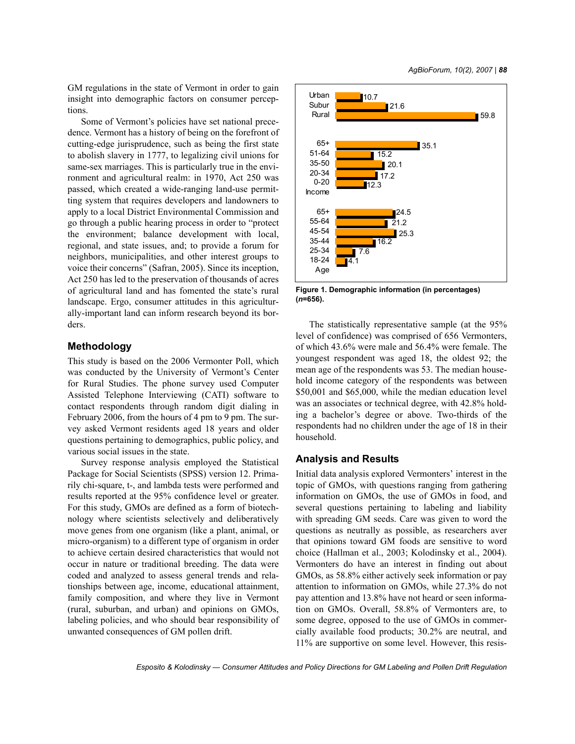GM regulations in the state of Vermont in order to gain insight into demographic factors on consumer perceptions.

Some of Vermont's policies have set national precedence. Vermont has a history of being on the forefront of cutting-edge jurisprudence, such as being the first state to abolish slavery in 1777, to legalizing civil unions for same-sex marriages. This is particularly true in the environment and agricultural realm: in 1970, Act 250 was passed, which created a wide-ranging land-use permitting system that requires developers and landowners to apply to a local District Environmental Commission and go through a public hearing process in order to "protect the environment; balance development with local, regional, and state issues, and; to provide a forum for neighbors, municipalities, and other interest groups to voice their concerns" (Safran, 2005). Since its inception, Act 250 has led to the preservation of thousands of acres of agricultural land and has fomented the state's rural landscape. Ergo, consumer attitudes in this agriculturally-important land can inform research beyond its borders.

## Methodology

This study is based on the 2006 Vermonter Poll, which was conducted by the University of Vermont's Center for Rural Studies. The phone survey used Computer Assisted Telephone Interviewing (CATI) software to contact respondents through random digit dialing in February 2006, from the hours of 4 pm to 9 pm. The survey asked Vermont residents aged 18 years and older questions pertaining to demographics, public policy, and various social issues in the state.

Survey response analysis employed the Statistical Package for Social Scientists (SPSS) version 12. Primarily chi-square, t-, and lambda tests were performed and results reported at the 95% confidence level or greater. For this study, GMOs are defined as a form of biotechnology where scientists selectively and deliberatively move genes from one organism (like a plant, animal, or micro-organism) to a different type of organism in order to achieve certain desired characteristics that would not occur in nature or traditional breeding. The data were coded and analyzed to assess general trends and relationships between age, income, educational attainment, family composition, and where they live in Vermont (rural, suburban, and urban) and opinions on GMOs, labeling policies, and who should bear responsibility of unwanted consequences of GM pollen drift.

**Figure 1. Demographic information (in percentages) (*n*=656).**

The statistically representative sample (at the 95% level of confidence) was comprised of 656 Vermonters, of which 43.6% were male and 56.4% were female. The youngest respondent was aged 18, the oldest 92; the mean age of the respondents was 53. The median household income category of the respondents was between $50,001 and $65,000, while the median education level was an associates or technical degree, with 42.8% holding a bachelor's degree or above. Two-thirds of the respondents had no children under the age of 18 in their household.

## Analysis and Results

Initial data analysis explored Vermonters' interest in the topic of GMOs, with questions ranging from gathering information on GMOs, the use of GMOs in food, and several questions pertaining to labeling and liability with spreading GM seeds. Care was given to word the questions as neutrally as possible, as researchers aver that opinions toward GM foods are sensitive to word choice (Hallman et al., 2003; Kolodinsky et al., 2004). Vermonters do have an interest in finding out about GMOs, as 58.8% either actively seek information or pay attention to information on GMOs, while 27.3% do not pay attention and 13.8% have not heard or seen information on GMOs. Overall, 58.8% of Vermonters are, to some degree, opposed to the use of GMOs in commercially available food products; 30.2% are neutral, and 11% are supportive on some level. However, this resis-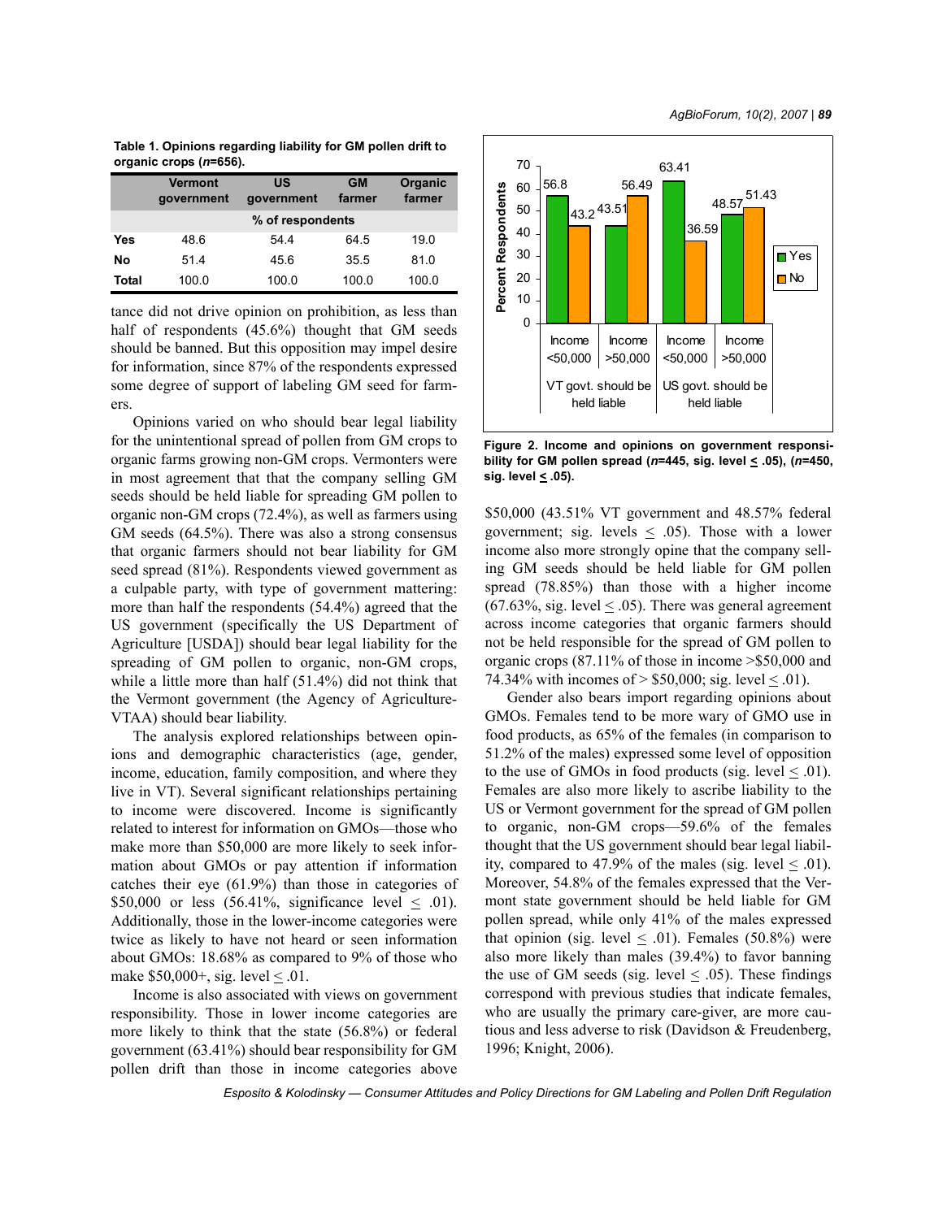**Table 1. Opinions regarding liability for GM pollen drift to organic crops (*n*=656).**

| | Vermont government | US government | GM farmer | Organic farmer |
|---|---|---|---|---|
| | % of respondents | | | |
| **Yes** | 48.6 | 54.4 | 64.5 | 19.0 |
| **No** | 51.4 | 45.6 | 35.5 | 81.0 |
| **Total** | 100.0 | 100.0 | 100.0 | 100.0 |

tance did not drive opinion on prohibition, as less than half of respondents (45.6%) thought that GM seeds should be banned. But this opposition may impel desire for information, since 87% of the respondents expressed some degree of support of labeling GM seed for farmers.

Opinions varied on who should bear legal liability for the unintentional spread of pollen from GM crops to organic farms growing non-GM crops. Vermonters were in most agreement that that the company selling GM seeds should be held liable for spreading GM pollen to organic non-GM crops (72.4%), as well as farmers using GM seeds (64.5%). There was also a strong consensus that organic farmers should not bear liability for GM seed spread (81%). Respondents viewed government as a culpable party, with type of government mattering: more than half the respondents (54.4%) agreed that the US government (specifically the US Department of Agriculture [USDA]) should bear legal liability for the spreading of GM pollen to organic, non-GM crops, while a little more than half (51.4%) did not think that the Vermont government (the Agency of Agriculture-VTAA) should bear liability.

The analysis explored relationships between opinions and demographic characteristics (age, gender, income, education, family composition, and where they live in VT). Several significant relationships pertaining to income were discovered. Income is significantly related to interest for information on GMOs—those who make more than \$50,000 are more likely to seek information about GMOs or pay attention if information catches their eye (61.9%) than those in categories of \$50,000 or less (56.41%, significance level $\leq$ .01). Additionally, those in the lower-income categories were twice as likely to have not heard or seen information about GMOs: 18.68% as compared to 9% of those who make \$50,000+, sig. level $\leq$ .01.

Income is also associated with views on government responsibility. Those in lower income categories are more likely to think that the state (56.8%) or federal government (63.41%) should bear responsibility for GM pollen drift than those in income categories above

| | VT govt. should be held liable | | US govt. should be held liable | |
|---|---|---|---|---|
| | Income <50,000 | Income >50,000 | Income <50,000 | Income >50,000 |
| Yes | 56.8 | 43.51 | 63.41 | 48.57 |
| No | 43.2 | 56.49 | 36.59 | 51.43 |

**Figure 2. Income and opinions on government responsibility for GM pollen spread (*n*=445, sig. level $\leq$ .05), (*n*=450, sig. level $\leq$ .05).**

\$50,000 (43.51% VT government and 48.57% federal government; sig. levels $\leq$ .05). Those with a lower income also more strongly opine that the company selling GM seeds should be held liable for GM pollen spread (78.85%) than those with a higher income (67.63%, sig. level $\leq$ .05). There was general agreement across income categories that organic farmers should not be held responsible for the spread of GM pollen to organic crops (87.11% of those in income >\$50,000 and 74.34% with incomes of > \$50,000; sig. level $\leq$ .01).

Gender also bears import regarding opinions about GMOs. Females tend to be more wary of GMO use in food products, as 65% of the females (in comparison to 51.2% of the males) expressed some level of opposition to the use of GMOs in food products (sig. level $\leq$ .01). Females are also more likely to ascribe liability to the US or Vermont government for the spread of GM pollen to organic, non-GM crops—59.6% of the females thought that the US government should bear legal liability, compared to 47.9% of the males (sig. level $\leq$ .01). Moreover, 54.8% of the females expressed that the Vermont state government should be held liable for GM pollen spread, while only 41% of the males expressed that opinion (sig. level $\leq$ .01). Females (50.8%) were also more likely than males (39.4%) to favor banning the use of GM seeds (sig. level $\leq$ .05). These findings correspond with previous studies that indicate females, who are usually the primary care-giver, are more cautious and less adverse to risk (Davidson & Freudenberg, 1996; Knight, 2006).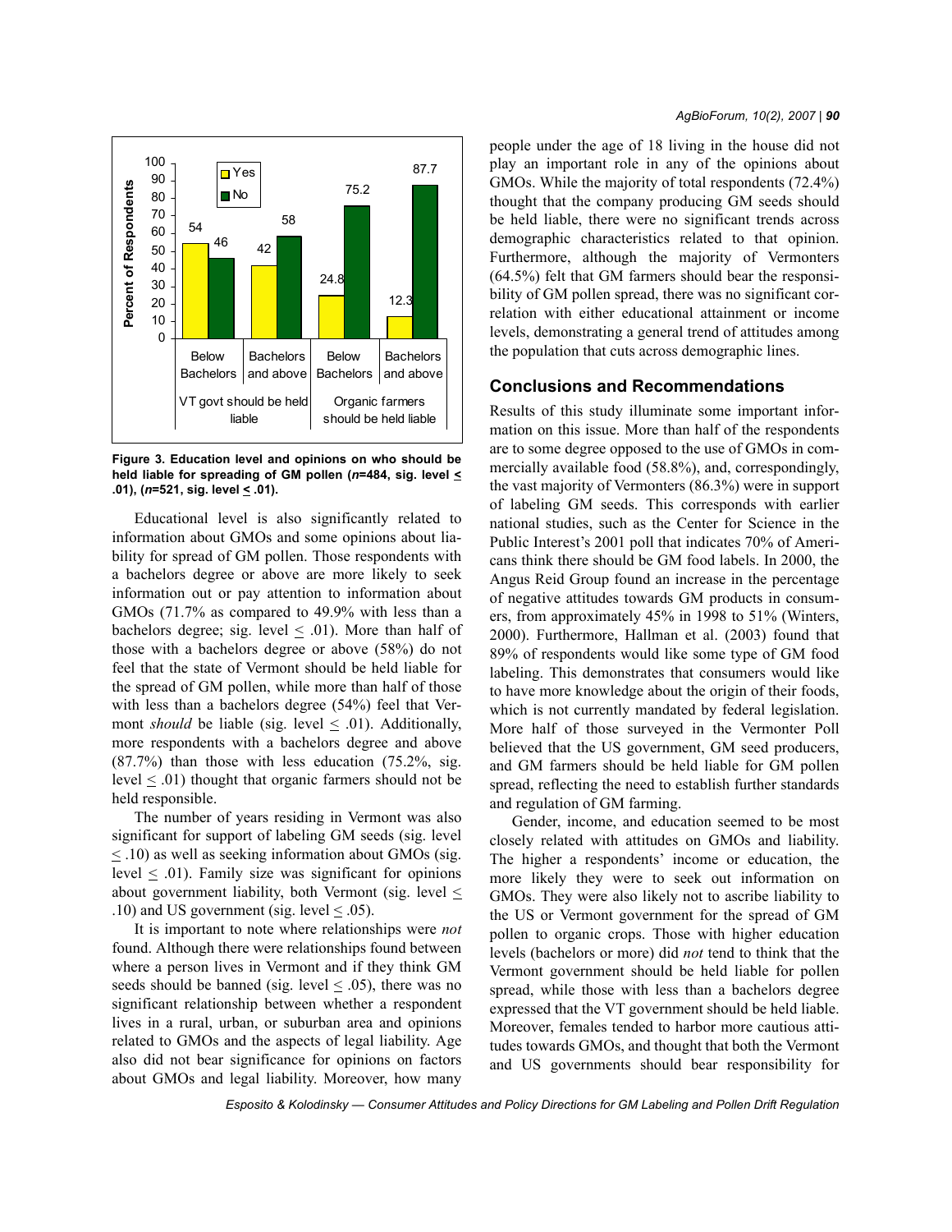Figure 3. Education level and opinions on who should be held liable for spreading of GM pollen (*n*=484, sig. level ≤ .01), (*n*=521, sig. level ≤ .01).

Educational level is also significantly related to information about GMOs and some opinions about liability for spread of GM pollen. Those respondents with a bachelors degree or above are more likely to seek information out or pay attention to information about GMOs (71.7% as compared to 49.9% with less than a bachelors degree; sig. level ≤ .01). More than half of those with a bachelors degree or above (58%) do not feel that the state of Vermont should be held liable for the spread of GM pollen, while more than half of those with less than a bachelors degree (54%) feel that Vermont *should* be liable (sig. level ≤ .01). Additionally, more respondents with a bachelors degree and above (87.7%) than those with less education (75.2%, sig. level ≤ .01) thought that organic farmers should not be held responsible.

The number of years residing in Vermont was also significant for support of labeling GM seeds (sig. level ≤ .10) as well as seeking information about GMOs (sig. level ≤ .01). Family size was significant for opinions about government liability, both Vermont (sig. level ≤ .10) and US government (sig. level ≤ .05).

It is important to note where relationships were *not* found. Although there were relationships found between where a person lives in Vermont and if they think GM seeds should be banned (sig. level ≤ .05), there was no significant relationship between whether a respondent lives in a rural, urban, or suburban area and opinions related to GMOs and the aspects of legal liability. Age also did not bear significance for opinions on factors about GMOs and legal liability. Moreover, how many people under the age of 18 living in the house did not play an important role in any of the opinions about GMOs. While the majority of total respondents (72.4%) thought that the company producing GM seeds should be held liable, there were no significant trends across demographic characteristics related to that opinion. Furthermore, although the majority of Vermonters (64.5%) felt that GM farmers should bear the responsibility of GM pollen spread, there was no significant correlation with either educational attainment or income levels, demonstrating a general trend of attitudes among the population that cuts across demographic lines.

## Conclusions and Recommendations

Results of this study illuminate some important information on this issue. More than half of the respondents are to some degree opposed to the use of GMOs in commercially available food (58.8%), and, correspondingly, the vast majority of Vermonters (86.3%) were in support of labeling GM seeds. This corresponds with earlier national studies, such as the Center for Science in the Public Interest's 2001 poll that indicates 70% of Americans think there should be GM food labels. In 2000, the Angus Reid Group found an increase in the percentage of negative attitudes towards GM products in consumers, from approximately 45% in 1998 to 51% (Winters, 2000). Furthermore, Hallman et al. (2003) found that 89% of respondents would like some type of GM food labeling. This demonstrates that consumers would like to have more knowledge about the origin of their foods, which is not currently mandated by federal legislation. More half of those surveyed in the Vermonter Poll believed that the US government, GM seed producers, and GM farmers should be held liable for GM pollen spread, reflecting the need to establish further standards and regulation of GM farming.

Gender, income, and education seemed to be most closely related with attitudes on GMOs and liability. The higher a respondents' income or education, the more likely they were to seek out information on GMOs. They were also likely not to ascribe liability to the US or Vermont government for the spread of GM pollen to organic crops. Those with higher education levels (bachelors or more) did *not* tend to think that the Vermont government should be held liable for pollen spread, while those with less than a bachelors degree expressed that the VT government should be held liable. Moreover, females tended to harbor more cautious attitudes towards GMOs, and thought that both the Vermont and US governments should bear responsibility for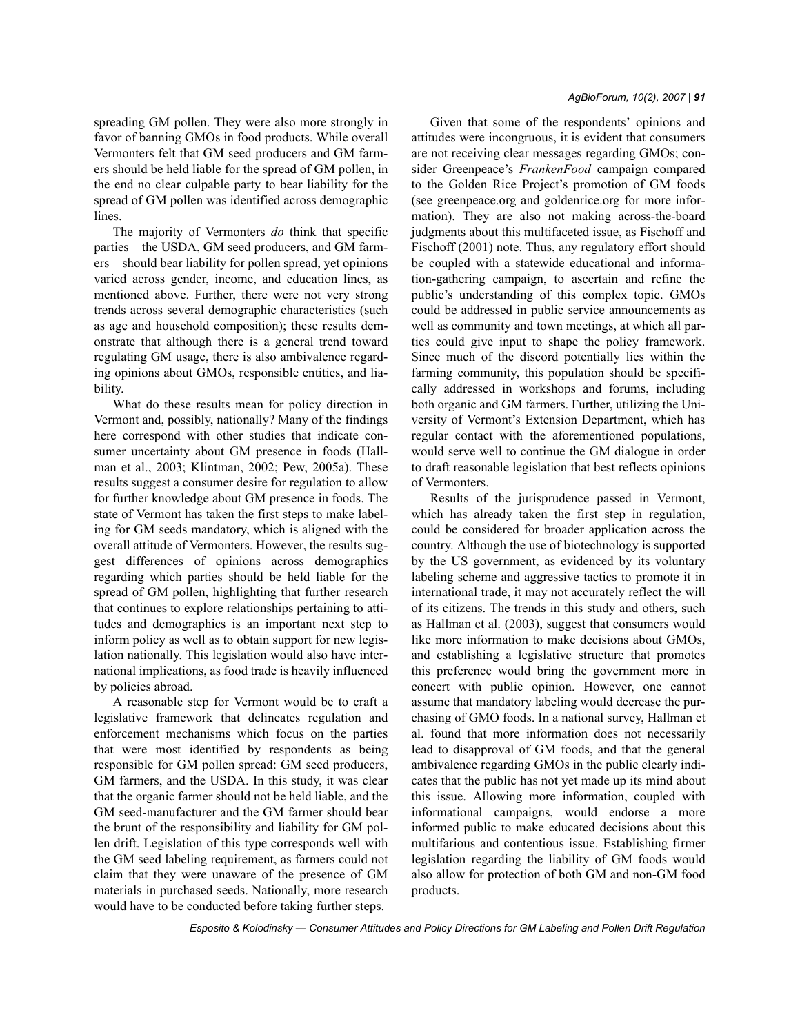spreading GM pollen. They were also more strongly in favor of banning GMOs in food products. While overall Vermonters felt that GM seed producers and GM farmers should be held liable for the spread of GM pollen, in the end no clear culpable party to bear liability for the spread of GM pollen was identified across demographic lines.

The majority of Vermonters *do* think that specific parties—the USDA, GM seed producers, and GM farmers—should bear liability for pollen spread, yet opinions varied across gender, income, and education lines, as mentioned above. Further, there were not very strong trends across several demographic characteristics (such as age and household composition); these results demonstrate that although there is a general trend toward regulating GM usage, there is also ambivalence regarding opinions about GMOs, responsible entities, and liability.

What do these results mean for policy direction in Vermont and, possibly, nationally? Many of the findings here correspond with other studies that indicate consumer uncertainty about GM presence in foods (Hallman et al., 2003; Klintman, 2002; Pew, 2005a). These results suggest a consumer desire for regulation to allow for further knowledge about GM presence in foods. The state of Vermont has taken the first steps to make labeling for GM seeds mandatory, which is aligned with the overall attitude of Vermonters. However, the results suggest differences of opinions across demographics regarding which parties should be held liable for the spread of GM pollen, highlighting that further research that continues to explore relationships pertaining to attitudes and demographics is an important next step to inform policy as well as to obtain support for new legislation nationally. This legislation would also have international implications, as food trade is heavily influenced by policies abroad.

A reasonable step for Vermont would be to craft a legislative framework that delineates regulation and enforcement mechanisms which focus on the parties that were most identified by respondents as being responsible for GM pollen spread: GM seed producers, GM farmers, and the USDA. In this study, it was clear that the organic farmer should not be held liable, and the GM seed-manufacturer and the GM farmer should bear the brunt of the responsibility and liability for GM pollen drift. Legislation of this type corresponds well with the GM seed labeling requirement, as farmers could not claim that they were unaware of the presence of GM materials in purchased seeds. Nationally, more research would have to be conducted before taking further steps.

Given that some of the respondents' opinions and attitudes were incongruous, it is evident that consumers are not receiving clear messages regarding GMOs; consider Greenpeace's *FrankenFood* campaign compared to the Golden Rice Project's promotion of GM foods (see greenpeace.org and goldenrice.org for more information). They are also not making across-the-board judgments about this multifaceted issue, as Fischoff and Fischoff (2001) note. Thus, any regulatory effort should be coupled with a statewide educational and information-gathering campaign, to ascertain and refine the public's understanding of this complex topic. GMOs could be addressed in public service announcements as well as community and town meetings, at which all parties could give input to shape the policy framework. Since much of the discord potentially lies within the farming community, this population should be specifically addressed in workshops and forums, including both organic and GM farmers. Further, utilizing the University of Vermont's Extension Department, which has regular contact with the aforementioned populations, would serve well to continue the GM dialogue in order to draft reasonable legislation that best reflects opinions of Vermonters.

Results of the jurisprudence passed in Vermont, which has already taken the first step in regulation, could be considered for broader application across the country. Although the use of biotechnology is supported by the US government, as evidenced by its voluntary labeling scheme and aggressive tactics to promote it in international trade, it may not accurately reflect the will of its citizens. The trends in this study and others, such as Hallman et al. (2003), suggest that consumers would like more information to make decisions about GMOs, and establishing a legislative structure that promotes this preference would bring the government more in concert with public opinion. However, one cannot assume that mandatory labeling would decrease the purchasing of GMO foods. In a national survey, Hallman et al. found that more information does not necessarily lead to disapproval of GM foods, and that the general ambivalence regarding GMOs in the public clearly indicates that the public has not yet made up its mind about this issue. Allowing more information, coupled with informational campaigns, would endorse a more informed public to make educated decisions about this multifarious and contentious issue. Establishing firmer legislation regarding the liability of GM foods would also allow for protection of both GM and non-GM food products.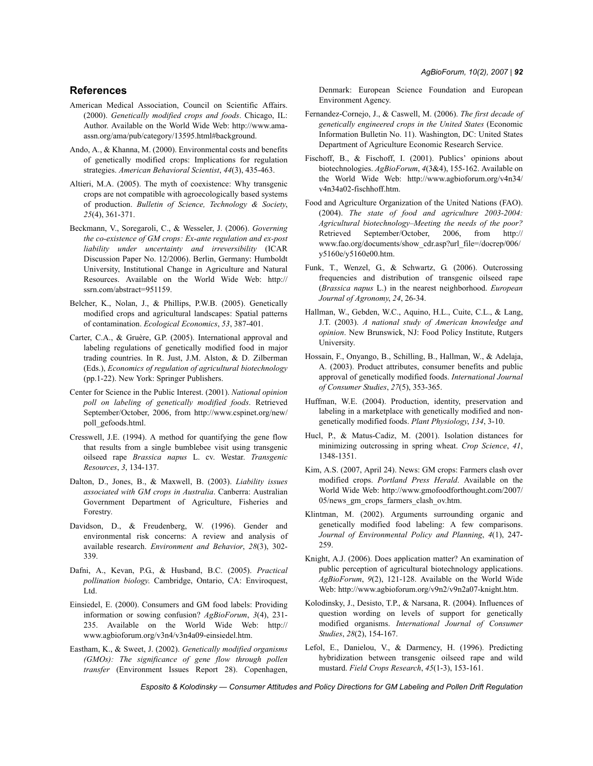## References

American Medical Association, Council on Scientific Affairs. (2000). *Genetically modified crops and foods*. Chicago, IL: Author. Available on the World Wide Web: http://www.ama-assn.org/ama/pub/category/13595.html#background.

Ando, A., & Khanna, M. (2000). Environmental costs and benefits of genetically modified crops: Implications for regulation strategies. *American Behavioral Scientist*, *44*(3), 435-463.

Altieri, M.A. (2005). The myth of coexistence: Why transgenic crops are not compatible with agroecologically based systems of production. *Bulletin of Science, Technology & Society*, *25*(4), 361-371.

Beckmann, V., Soregaroli, C., & Wesseler, J. (2006). *Governing the co-existence of GM crops: Ex-ante regulation and ex-post liability under uncertainty and irreversibility* (ICAR Discussion Paper No. 12/2006). Berlin, Germany: Humboldt University, Institutional Change in Agriculture and Natural Resources. Available on the World Wide Web: http://ssrn.com/abstract=951159.

Belcher, K., Nolan, J., & Phillips, P.W.B. (2005). Genetically modified crops and agricultural landscapes: Spatial patterns of contamination. *Ecological Economics*, *53*, 387-401.

Carter, C.A., & Gruère, G.P. (2005). International approval and labeling regulations of genetically modified food in major trading countries. In R. Just, J.M. Alston, & D. Zilberman (Eds.), *Economics of regulation of agricultural biotechnology* (pp.1-22). New York: Springer Publishers.

Center for Science in the Public Interest. (2001). *National opinion poll on labeling of genetically modified foods*. Retrieved September/October, 2006, from http://www.cspinet.org/new/poll_gefoods.html.

Cresswell, J.E. (1994). A method for quantifying the gene flow that results from a single bumblebee visit using transgenic oilseed rape *Brassica napus* L. cv. Westar. *Transgenic Resources*, *3*, 134-137.

Dalton, D., Jones, B., & Maxwell, B. (2003). *Liability issues associated with GM crops in Australia*. Canberra: Australian Government Department of Agriculture, Fisheries and Forestry.

Davidson, D., & Freudenberg, W. (1996). Gender and environmental risk concerns: A review and analysis of available research. *Environment and Behavior*, *28*(3), 302-339.

Dafni, A., Kevan, P.G., & Husband, B.C. (2005). *Practical pollination biology.* Cambridge, Ontario, CA: Enviroquest, Ltd.

Einsiedel, E. (2000). Consumers and GM food labels: Providing information or sowing confusion? *AgBioForum*, *3*(4), 231-235. Available on the World Wide Web: http://www.agbioforum.org/v3n4/v3n4a09-einsiedel.htm.

Eastham, K., & Sweet, J. (2002). *Genetically modified organisms (GMOs): The significance of gene flow through pollen transfer* (Environment Issues Report 28). Copenhagen, Denmark: European Science Foundation and European Environment Agency.

Fernandez-Cornejo, J., & Caswell, M. (2006). *The first decade of genetically engineered crops in the United States* (Economic Information Bulletin No. 11). Washington, DC: United States Department of Agriculture Economic Research Service.

Fischoff, B., & Fischoff, I. (2001). Publics' opinions about biotechnologies. *AgBioForum*, *4*(3&4), 155-162. Available on the World Wide Web: http://www.agbioforum.org/v4n34/v4n34a02-fischhoff.htm.

Food and Agriculture Organization of the United Nations (FAO). (2004). *The state of food and agriculture 2003-2004: Agricultural biotechnology–Meeting the needs of the poor?* Retrieved September/October, 2006, from http://www.fao.org/documents/show_cdr.asp?url_file=/docrep/006/y5160e/y5160e00.htm.

Funk, T., Wenzel, G., & Schwartz, G. (2006). Outcrossing frequencies and distribution of transgenic oilseed rape (*Brassica napus* L.) in the nearest neighborhood. *European Journal of Agronomy*, *24*, 26-34.

Hallman, W., Gebden, W.C., Aquino, H.L., Cuite, C.L., & Lang, J.T. (2003). *A national study of American knowledge and opinion*. New Brunswick, NJ: Food Policy Institute, Rutgers University.

Hossain, F., Onyango, B., Schilling, B., Hallman, W., & Adelaja, A. (2003). Product attributes, consumer benefits and public approval of genetically modified foods. *International Journal of Consumer Studies*, *27*(5), 353-365.

Huffman, W.E. (2004). Production, identity, preservation and labeling in a marketplace with genetically modified and non-genetically modified foods. *Plant Physiology*, *134*, 3-10.

Hucl, P., & Matus-Cadiz, M. (2001). Isolation distances for minimizing outcrossing in spring wheat. *Crop Science*, *41*, 1348-1351.

Kim, A.S. (2007, April 24). News: GM crops: Farmers clash over modified crops. *Portland Press Herald*. Available on the World Wide Web: http://www.gmofoodforthought.com/2007/05/news_gm_crops_farmers_clash_ov.htm.

Klintman, M. (2002). Arguments surrounding organic and genetically modified food labeling: A few comparisons. *Journal of Environmental Policy and Planning*, *4*(1), 247-259.

Knight, A.J. (2006). Does application matter? An examination of public perception of agricultural biotechnology applications. *AgBioForum*, *9*(2), 121-128. Available on the World Wide Web: http://www.agbioforum.org/v9n2/v9n2a07-knight.htm.

Kolodinsky, J., Desisto, T.P., & Narsana, R. (2004). Influences of question wording on levels of support for genetically modified organisms. *International Journal of Consumer Studies*, *28*(2), 154-167.

Lefol, E., Danielou, V., & Darmency, H. (1996). Predicting hybridization between transgenic oilseed rape and wild mustard. *Field Crops Research*, *45*(1-3), 153-161.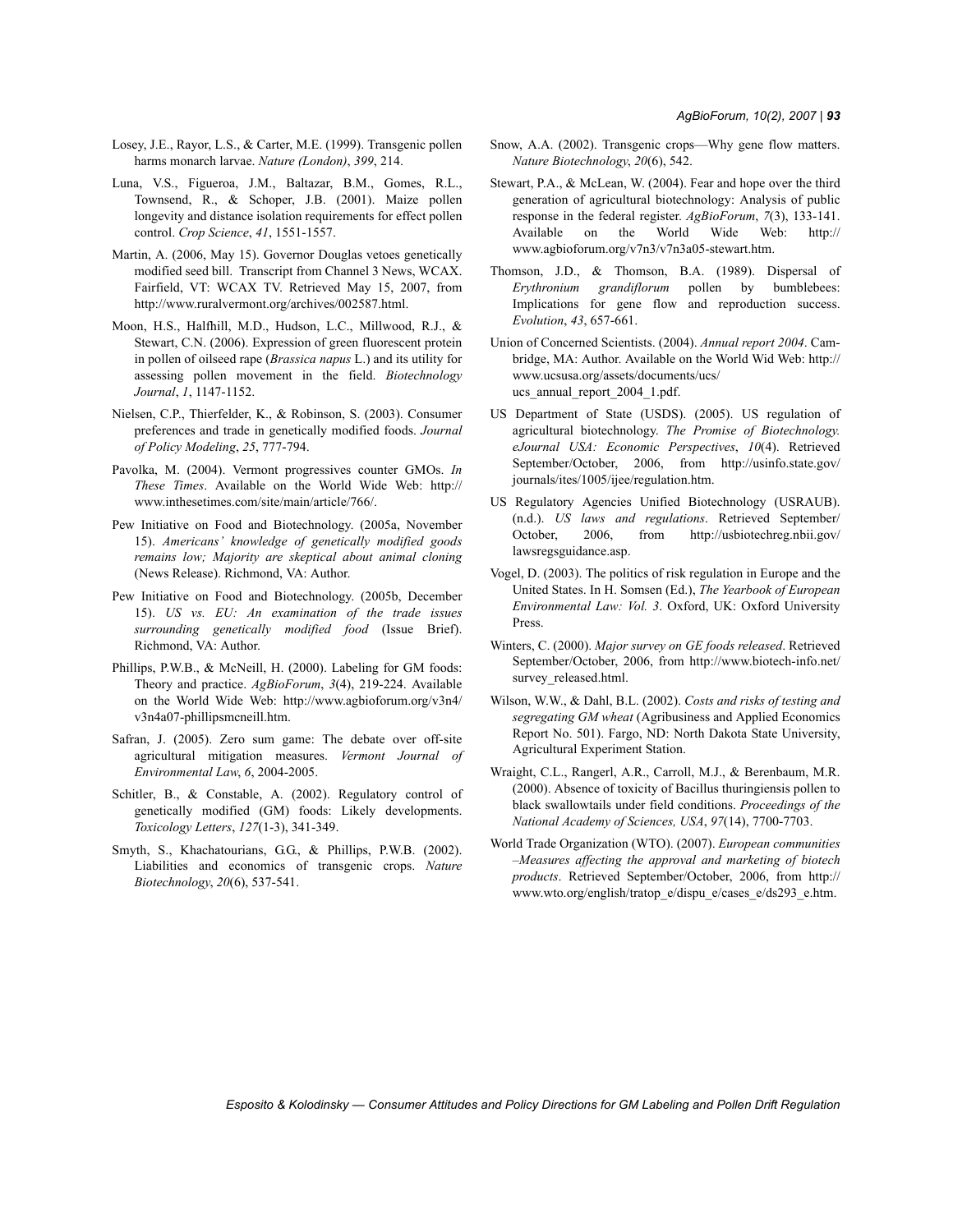Losey, J.E., Rayor, L.S., & Carter, M.E. (1999). Transgenic pollen harms monarch larvae. *Nature (London)*, *399*, 214.

Luna, V.S., Figueroa, J.M., Baltazar, B.M., Gomes, R.L., Townsend, R., & Schoper, J.B. (2001). Maize pollen longevity and distance isolation requirements for effect pollen control. *Crop Science*, *41*, 1551-1557.

Martin, A. (2006, May 15). Governor Douglas vetoes genetically modified seed bill. Transcript from Channel 3 News, WCAX. Fairfield, VT: WCAX TV. Retrieved May 15, 2007, from http://www.ruralvermont.org/archives/002587.html.

Moon, H.S., Halfhill, M.D., Hudson, L.C., Millwood, R.J., & Stewart, C.N. (2006). Expression of green fluorescent protein in pollen of oilseed rape (*Brassica napus* L.) and its utility for assessing pollen movement in the field. *Biotechnology Journal*, *1*, 1147-1152.

Nielsen, C.P., Thierfelder, K., & Robinson, S. (2003). Consumer preferences and trade in genetically modified foods. *Journal of Policy Modeling*, *25*, 777-794.

Pavolka, M. (2004). Vermont progressives counter GMOs. *In These Times*. Available on the World Wide Web: http://www.inthesetimes.com/site/main/article/766/.

Pew Initiative on Food and Biotechnology. (2005a, November 15). *Americans' knowledge of genetically modified goods remains low; Majority are skeptical about animal cloning* (News Release). Richmond, VA: Author.

Pew Initiative on Food and Biotechnology. (2005b, December 15). *US vs. EU: An examination of the trade issues surrounding genetically modified food* (Issue Brief). Richmond, VA: Author.

Phillips, P.W.B., & McNeill, H. (2000). Labeling for GM foods: Theory and practice. *AgBioForum*, *3*(4), 219-224. Available on the World Wide Web: http://www.agbioforum.org/v3n4/v3n4a07-phillipsmcneill.htm.

Safran, J. (2005). Zero sum game: The debate over off-site agricultural mitigation measures. *Vermont Journal of Environmental Law*, *6*, 2004-2005.

Schitler, B., & Constable, A. (2002). Regulatory control of genetically modified (GM) foods: Likely developments. *Toxicology Letters*, *127*(1-3), 341-349.

Smyth, S., Khachatourians, G.G., & Phillips, P.W.B. (2002). Liabilities and economics of transgenic crops. *Nature Biotechnology*, *20*(6), 537-541.

Snow, A.A. (2002). Transgenic crops—Why gene flow matters. *Nature Biotechnology*, *20*(6), 542.

Stewart, P.A., & McLean, W. (2004). Fear and hope over the third generation of agricultural biotechnology: Analysis of public response in the federal register. *AgBioForum*, *7*(3), 133-141. Available on the World Wide Web: http://www.agbioforum.org/v7n3/v7n3a05-stewart.htm.

Thomson, J.D., & Thomson, B.A. (1989). Dispersal of *Erythronium grandiflorum* pollen by bumblebees: Implications for gene flow and reproduction success. *Evolution*, *43*, 657-661.

Union of Concerned Scientists. (2004). *Annual report 2004*. Cambridge, MA: Author. Available on the World Wid Web: http://www.ucsusa.org/assets/documents/ucs/ucs_annual_report_2004_1.pdf.

US Department of State (USDS). (2005). US regulation of agricultural biotechnology. *The Promise of Biotechnology. eJournal USA: Economic Perspectives*, *10*(4). Retrieved September/October, 2006, from http://usinfo.state.gov/journals/ites/1005/ijee/regulation.htm.

US Regulatory Agencies Unified Biotechnology (USRAUB). (n.d.). *US laws and regulations*. Retrieved September/October, 2006, from http://usbiotechreg.nbii.gov/lawsregsguidance.asp.

Vogel, D. (2003). The politics of risk regulation in Europe and the United States. In H. Somsen (Ed.), *The Yearbook of European Environmental Law: Vol. 3*. Oxford, UK: Oxford University Press.

Winters, C. (2000). *Major survey on GE foods released*. Retrieved September/October, 2006, from http://www.biotech-info.net/survey_released.html.

Wilson, W.W., & Dahl, B.L. (2002). *Costs and risks of testing and segregating GM wheat* (Agribusiness and Applied Economics Report No. 501). Fargo, ND: North Dakota State University, Agricultural Experiment Station.

Wraight, C.L., Rangerl, A.R., Carroll, M.J., & Berenbaum, M.R. (2000). Absence of toxicity of Bacillus thuringiensis pollen to black swallowtails under field conditions. *Proceedings of the National Academy of Sciences, USA*, *97*(14), 7700-7703.

World Trade Organization (WTO). (2007). *European communities –Measures affecting the approval and marketing of biotech products*. Retrieved September/October, 2006, from http://www.wto.org/english/tratop_e/dispu_e/cases_e/ds293_e.htm.